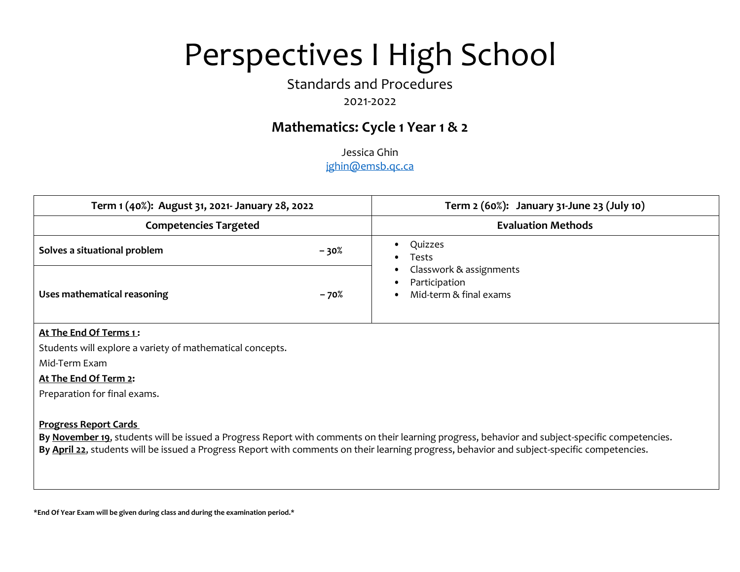# Perspectives I High School

Standards and Procedures

2021-2022

## Mathematics: Cycle 1 Year 1 & 2

Jessica Ghin

jghin@emsb.qc.ca

| Term 1 (40%): August 31, 2021- January 28, 2022 | | Term 2 (60%): January 31-June 23 (July 10) |
|---|---|---|
| **Competencies Targeted** | | **Evaluation Methods** |
| **Solves a situational problem** | **– 30%** | • Quizzes<br>• Tests<br>• Classwork & assignments<br>• Participation<br>• Mid-term & final exams |
| **Uses mathematical reasoning** | **– 70%** | |

**At The End Of Terms 1 :**

Students will explore a variety of mathematical concepts.

Mid-Term Exam

**At The End Of Term 2:**

Preparation for final exams.

**Progress Report Cards**

**By November 19,** students will be issued a Progress Report with comments on their learning progress, behavior and subject-specific competencies.
**By April 22**, students will be issued a Progress Report with comments on their learning progress, behavior and subject-specific competencies.

***End Of Year Exam will be given during class and during the examination period.***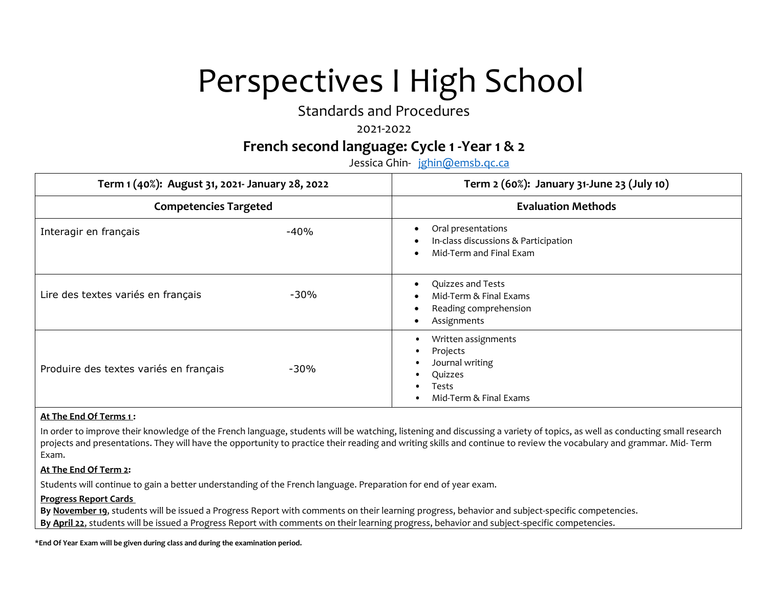# Perspectives I High School

Standards and Procedures

2021-2022

## French second language: Cycle 1 -Year 1 & 2

Jessica Ghin- jghin@emsb.qc.ca

| Term 1 (40%): August 31, 2021- January 28, 2022 | | Term 2 (60%): January 31-June 23 (July 10) |
|---|---|---|
| **Competencies Targeted** | | **Evaluation Methods** |
| Interagir en français | -40% | • Oral presentations<br>• In-class discussions & Participation<br>• Mid-Term and Final Exam |
| Lire des textes variés en français | -30% | • Quizzes and Tests<br>• Mid-Term & Final Exams<br>• Reading comprehension<br>• Assignments |
| Produire des textes variés en français | -30% | • Written assignments<br>• Projects<br>• Journal writing<br>• Quizzes<br>• Tests<br>• Mid-Term & Final Exams |

**At The End Of Terms 1 :**

In order to improve their knowledge of the French language, students will be watching, listening and discussing a variety of topics, as well as conducting small research projects and presentations. They will have the opportunity to practice their reading and writing skills and continue to review the vocabulary and grammar. Mid- Term Exam.

**At The End Of Term 2:**

Students will continue to gain a better understanding of the French language. Preparation for end of year exam.

**Progress Report Cards**

**By November 19**, students will be issued a Progress Report with comments on their learning progress, behavior and subject-specific competencies.
**By April 22**, students will be issued a Progress Report with comments on their learning progress, behavior and subject-specific competencies.

***End Of Year Exam will be given during class and during the examination period.**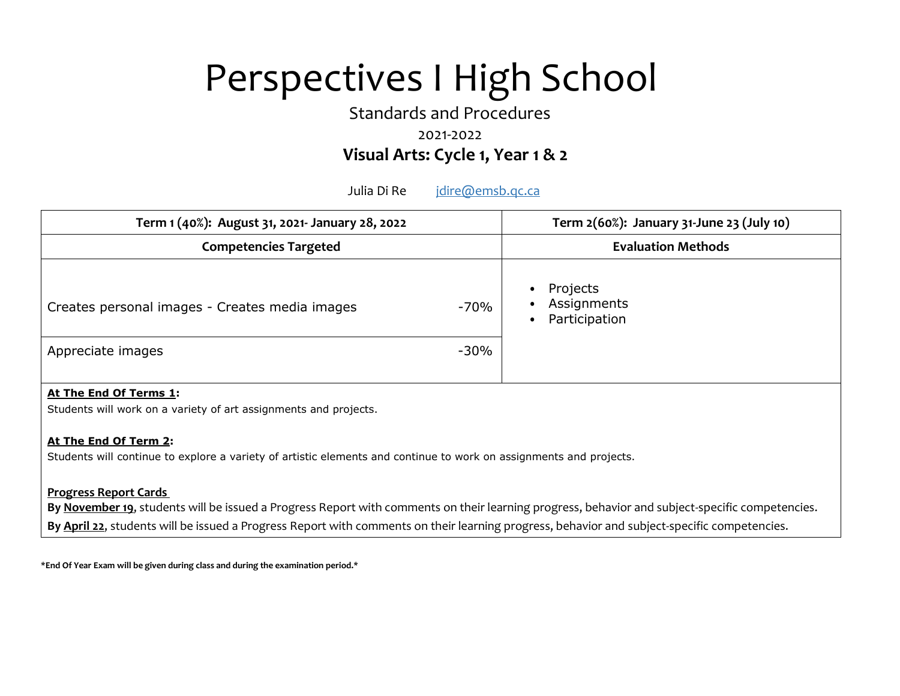# Perspectives I High School

Standards and Procedures

2021-2022

## Visual Arts: Cycle 1, Year 1 & 2

Julia Di Re    jdire@emsb.qc.ca

| Term 1 (40%): August 31, 2021- January 28, 2022 | | Term 2(60%): January 31-June 23 (July 10) |
|---|---|---|
| **Competencies Targeted** | | **Evaluation Methods** |
| Creates personal images - Creates media images | -70% | • Projects<br>• Assignments<br>• Participation |
| Appreciate images | -30% | |

**At The End Of Terms 1:**
Students will work on a variety of art assignments and projects.

**At The End Of Term 2:**
Students will continue to explore a variety of artistic elements and continue to work on assignments and projects.

**Progress Report Cards**
**By November 19,** students will be issued a Progress Report with comments on their learning progress, behavior and subject-specific competencies.
**By April 22,** students will be issued a Progress Report with comments on their learning progress, behavior and subject-specific competencies.

***End Of Year Exam will be given during class and during the examination period.***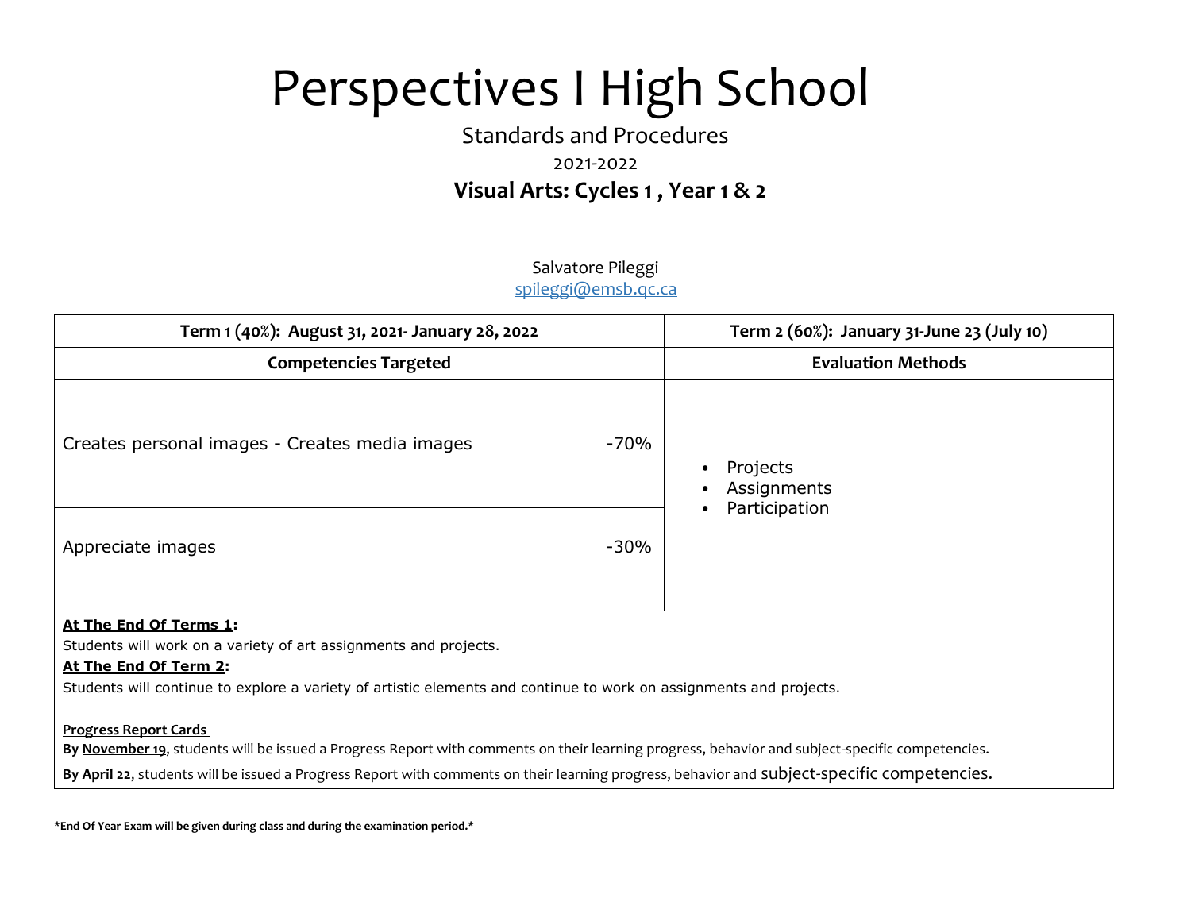# Perspectives I High School

Standards and Procedures

2021-2022

**Visual Arts: Cycles 1 , Year 1 & 2**

Salvatore Pileggi
spileggi@emsb.qc.ca

| Term 1 (40%): August 31, 2021- January 28, 2022 | | Term 2 (60%): January 31-June 23 (July 10) |
|---|---|---|
| **Competencies Targeted** | | **Evaluation Methods** |
| Creates personal images - Creates media images | -70% | • Projects<br>• Assignments<br>• Participation |
| Appreciate images | -30% | |

**At The End Of Terms 1:**
Students will work on a variety of art assignments and projects.

**At The End Of Term 2:**
Students will continue to explore a variety of artistic elements and continue to work on assignments and projects.

**Progress Report Cards**

**By November 19**, students will be issued a Progress Report with comments on their learning progress, behavior and subject-specific competencies.

**By April 22**, students will be issued a Progress Report with comments on their learning progress, behavior and subject-specific competencies.

***End Of Year Exam will be given during class and during the examination period.***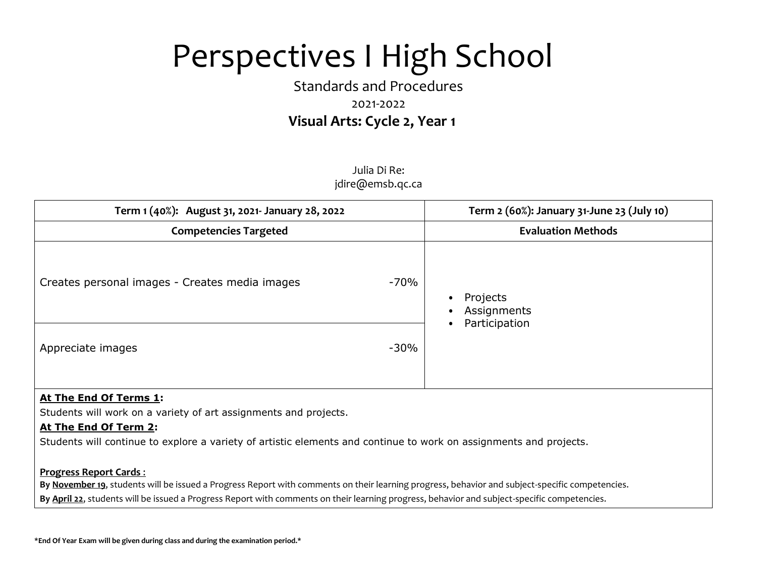# Perspectives I High School

Standards and Procedures

2021-2022

**Visual Arts: Cycle 2, Year 1**

Julia Di Re:
jdire@emsb.qc.ca

| **Term 1 (40%): August 31, 2021- January 28, 2022** | | **Term 2 (60%): January 31-June 23 (July 10)** |
|---|---|---|
| **Competencies Targeted** | | **Evaluation Methods** |
| Creates personal images - Creates media images | -70% | • Projects<br>• Assignments<br>• Participation |
| Appreciate images | -30% | |

**At The End Of Terms 1:**

Students will work on a variety of art assignments and projects.

**At The End Of Term 2:**

Students will continue to explore a variety of artistic elements and continue to work on assignments and projects.

**Progress Report Cards :**

**By November 19,** students will be issued a Progress Report with comments on their learning progress, behavior and subject-specific competencies.

**By April 22**, students will be issued a Progress Report with comments on their learning progress, behavior and subject-specific competencies.

**\*End Of Year Exam will be given during class and during the examination period.\***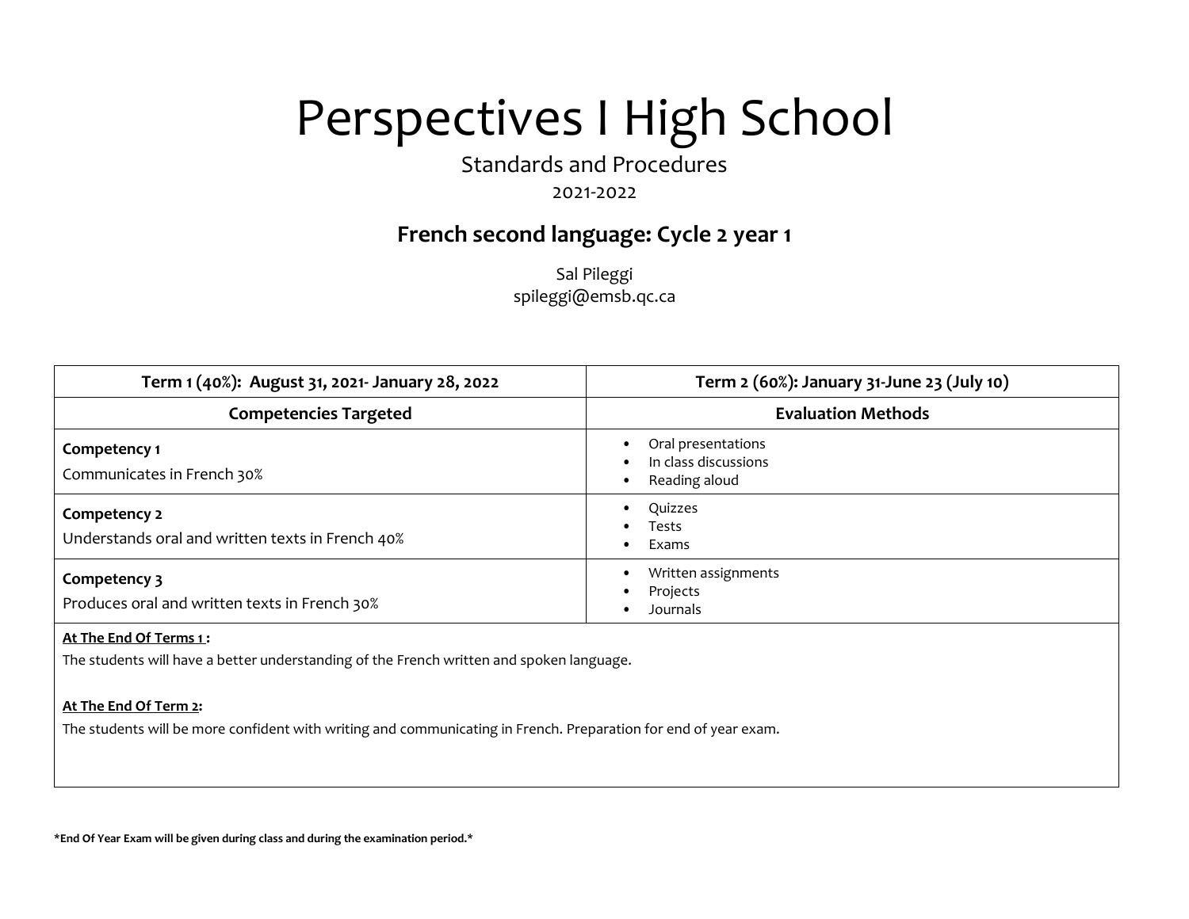# Perspectives I High School

Standards and Procedures

2021-2022

## French second language: Cycle 2 year 1

Sal Pileggi
spileggi@emsb.qc.ca

| Term 1 (40%): August 31, 2021- January 28, 2022 | Term 2 (60%): January 31-June 23 (July 10) |
|---|---|
| **Competencies Targeted** | **Evaluation Methods** |
| **Competency 1**<br>Communicates in French 30% | • Oral presentations<br>• In class discussions<br>• Reading aloud |
| **Competency 2**<br>Understands oral and written texts in French 40% | • Quizzes<br>• Tests<br>• Exams |
| **Competency 3**<br>Produces oral and written texts in French 30% | • Written assignments<br>• Projects<br>• Journals |

**At The End Of Terms 1 :**

The students will have a better understanding of the French written and spoken language.

**At The End Of Term 2:**

The students will be more confident with writing and communicating in French. Preparation for end of year exam.

***End Of Year Exam will be given during class and during the examination period.***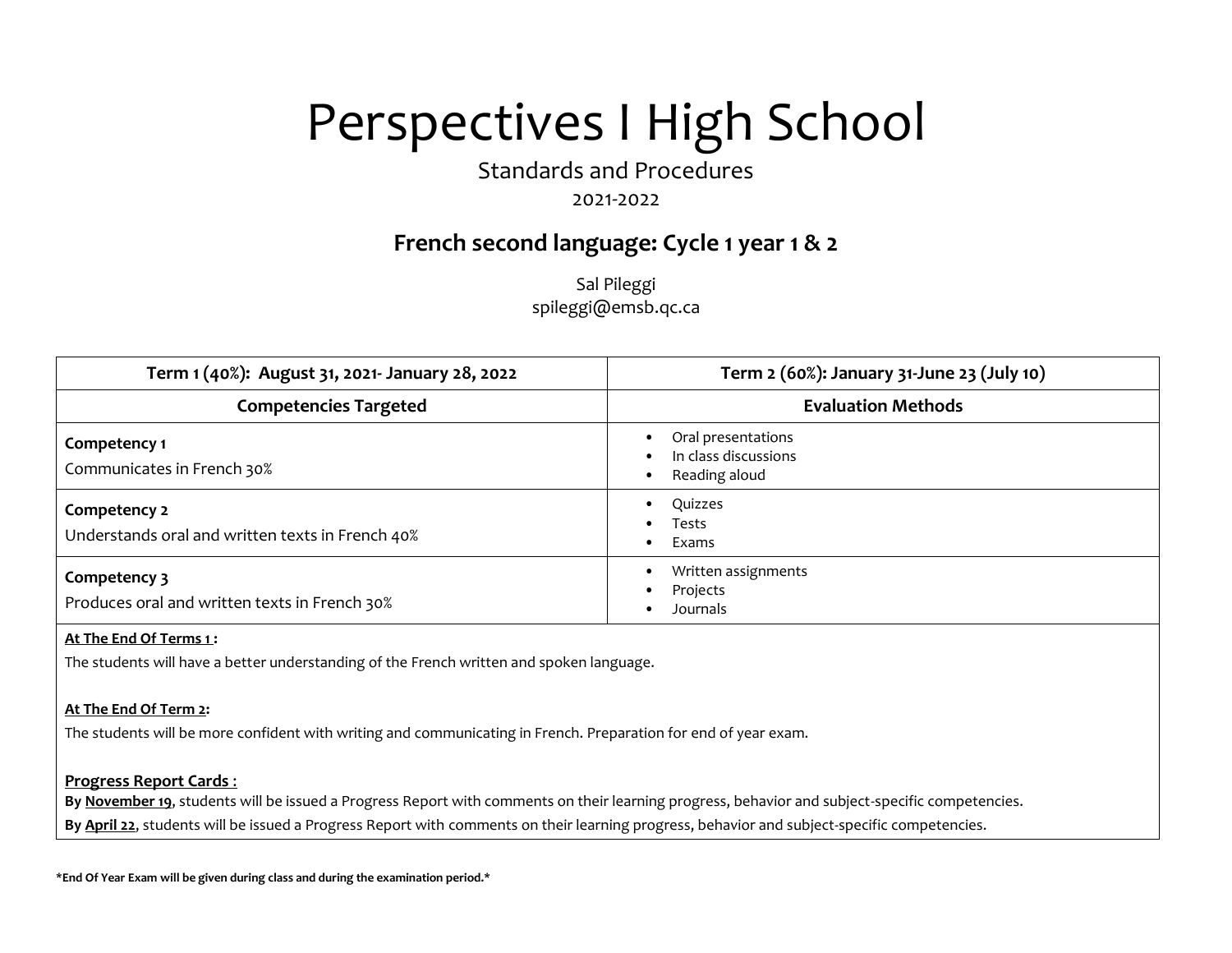# Perspectives I High School

Standards and Procedures

2021-2022

## French second language: Cycle 1 year 1 & 2

Sal Pileggi
spileggi@emsb.qc.ca

| Term 1 (40%): August 31, 2021- January 28, 2022 | Term 2 (60%): January 31-June 23 (July 10) |
|---|---|
| **Competencies Targeted** | **Evaluation Methods** |
| **Competency 1**<br>Communicates in French 30% | • Oral presentations<br>• In class discussions<br>• Reading aloud |
| **Competency 2**<br>Understands oral and written texts in French 40% | • Quizzes<br>• Tests<br>• Exams |
| **Competency 3**<br>Produces oral and written texts in French 30% | • Written assignments<br>• Projects<br>• Journals |

**At The End Of Terms 1 :**

The students will have a better understanding of the French written and spoken language.

**At The End Of Term 2:**

The students will be more confident with writing and communicating in French. Preparation for end of year exam.

**Progress Report Cards :**

**By November 19**, students will be issued a Progress Report with comments on their learning progress, behavior and subject-specific competencies.

**By April 22**, students will be issued a Progress Report with comments on their learning progress, behavior and subject-specific competencies.

***End Of Year Exam will be given during class and during the examination period.***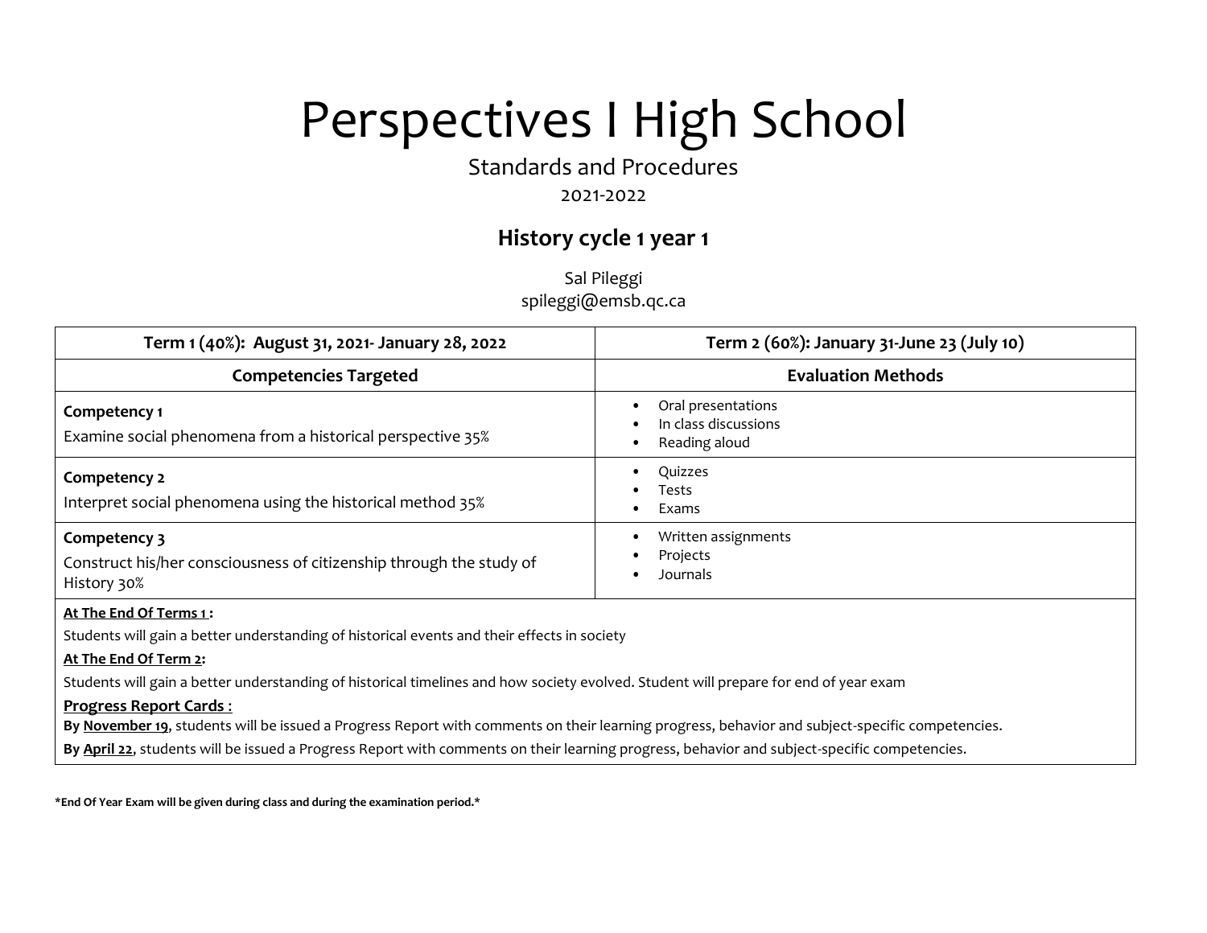# Perspectives I High School

Standards and Procedures

2021-2022

## History cycle 1 year 1

Sal Pileggi
spileggi@emsb.qc.ca

| Term 1 (40%): August 31, 2021- January 28, 2022 | Term 2 (60%): January 31-June 23 (July 10) |
|---|---|
| **Competencies Targeted** | **Evaluation Methods** |
| **Competency 1**<br>Examine social phenomena from a historical perspective 35% | • Oral presentations<br>• In class discussions<br>• Reading aloud |
| **Competency 2**<br>Interpret social phenomena using the historical method 35% | • Quizzes<br>• Tests<br>• Exams |
| **Competency 3**<br>Construct his/her consciousness of citizenship through the study of History 30% | • Written assignments<br>• Projects<br>• Journals |

**At The End Of Terms 1 :**

Students will gain a better understanding of historical events and their effects in society

**At The End Of Term 2:**

Students will gain a better understanding of historical timelines and how society evolved. Student will prepare for end of year exam

**Progress Report Cards :**

**By November 19,** students will be issued a Progress Report with comments on their learning progress, behavior and subject-specific competencies.

**By April 22**, students will be issued a Progress Report with comments on their learning progress, behavior and subject-specific competencies.

***End Of Year Exam will be given during class and during the examination period.***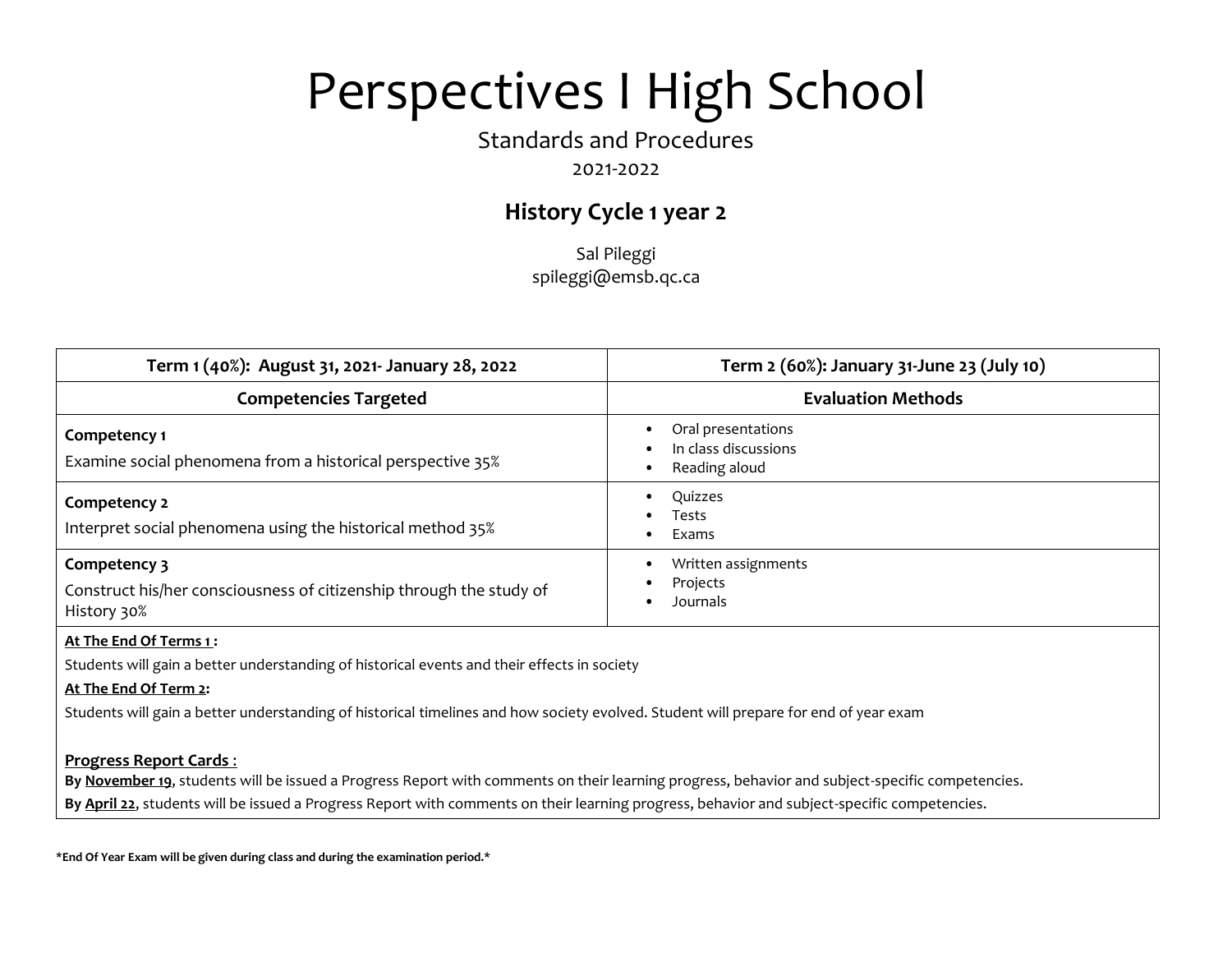# Perspectives I High School

Standards and Procedures

2021-2022

## History Cycle 1 year 2

Sal Pileggi
spileggi@emsb.qc.ca

| Term 1 (40%): August 31, 2021- January 28, 2022 | Term 2 (60%): January 31-June 23 (July 10) |
|---|---|
| **Competencies Targeted** | **Evaluation Methods** |
| **Competency 1**<br>Examine social phenomena from a historical perspective 35% | • Oral presentations<br>• In class discussions<br>• Reading aloud |
| **Competency 2**<br>Interpret social phenomena using the historical method 35% | • Quizzes<br>• Tests<br>• Exams |
| **Competency 3**<br>Construct his/her consciousness of citizenship through the study of History 30% | • Written assignments<br>• Projects<br>• Journals |

**At The End Of Terms 1 :**

Students will gain a better understanding of historical events and their effects in society

**At The End Of Term 2:**

Students will gain a better understanding of historical timelines and how society evolved. Student will prepare for end of year exam

**Progress Report Cards :**

**By November 19**, students will be issued a Progress Report with comments on their learning progress, behavior and subject-specific competencies.

**By April 22**, students will be issued a Progress Report with comments on their learning progress, behavior and subject-specific competencies.

***End Of Year Exam will be given during class and during the examination period.***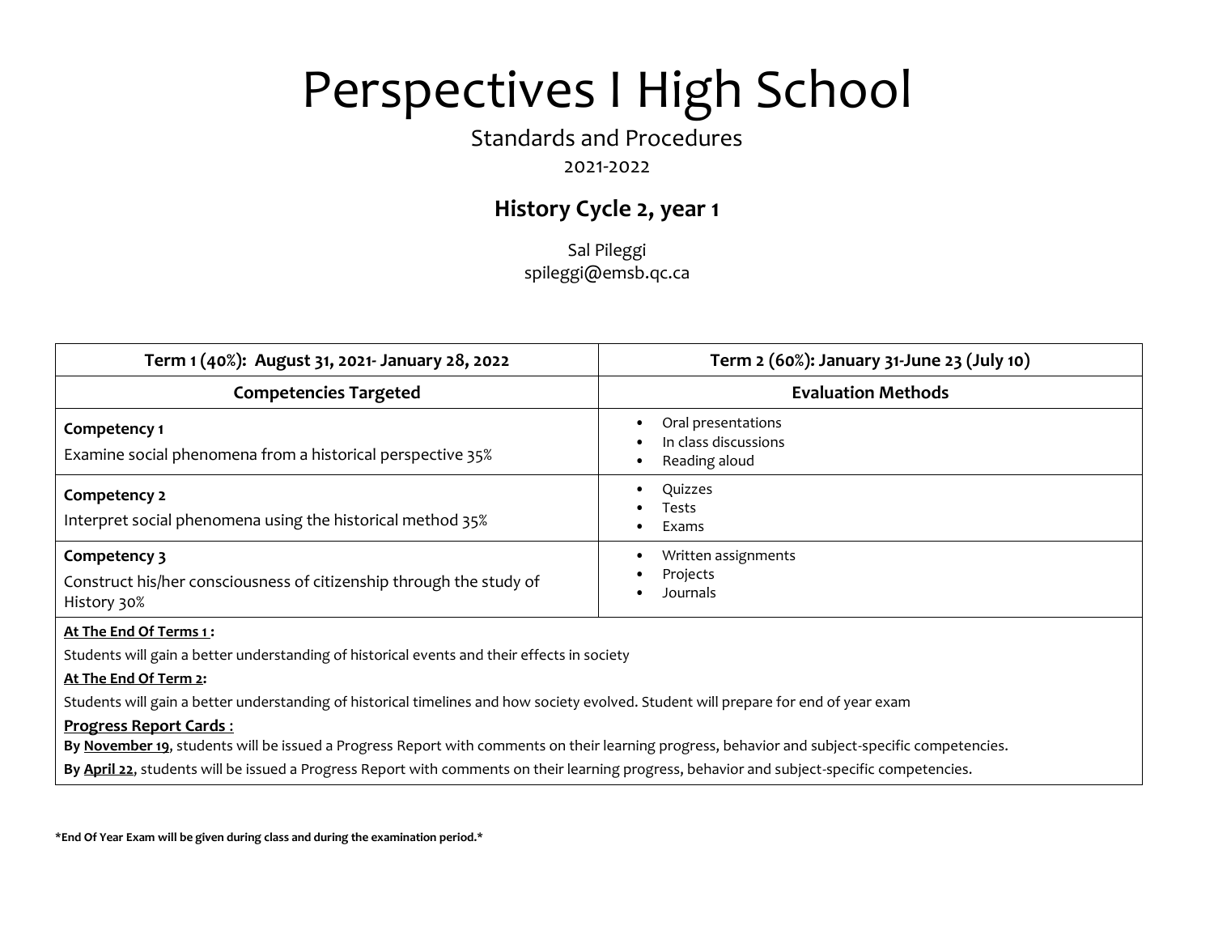# Perspectives I High School

Standards and Procedures

2021-2022

## History Cycle 2, year 1

Sal Pileggi
spileggi@emsb.qc.ca

| Term 1 (40%): August 31, 2021- January 28, 2022 | Term 2 (60%): January 31-June 23 (July 10) |
|---|---|
| **Competencies Targeted** | **Evaluation Methods** |
| **Competency 1**<br>Examine social phenomena from a historical perspective 35% | • Oral presentations<br>• In class discussions<br>• Reading aloud |
| **Competency 2**<br>Interpret social phenomena using the historical method 35% | • Quizzes<br>• Tests<br>• Exams |
| **Competency 3**<br>Construct his/her consciousness of citizenship through the study of History 30% | • Written assignments<br>• Projects<br>• Journals |

**At The End Of Terms 1 :**

Students will gain a better understanding of historical events and their effects in society

**At The End Of Term 2:**

Students will gain a better understanding of historical timelines and how society evolved. Student will prepare for end of year exam

**Progress Report Cards :**

**By November 19**, students will be issued a Progress Report with comments on their learning progress, behavior and subject-specific competencies.

**By April 22**, students will be issued a Progress Report with comments on their learning progress, behavior and subject-specific competencies.

***End Of Year Exam will be given during class and during the examination period.***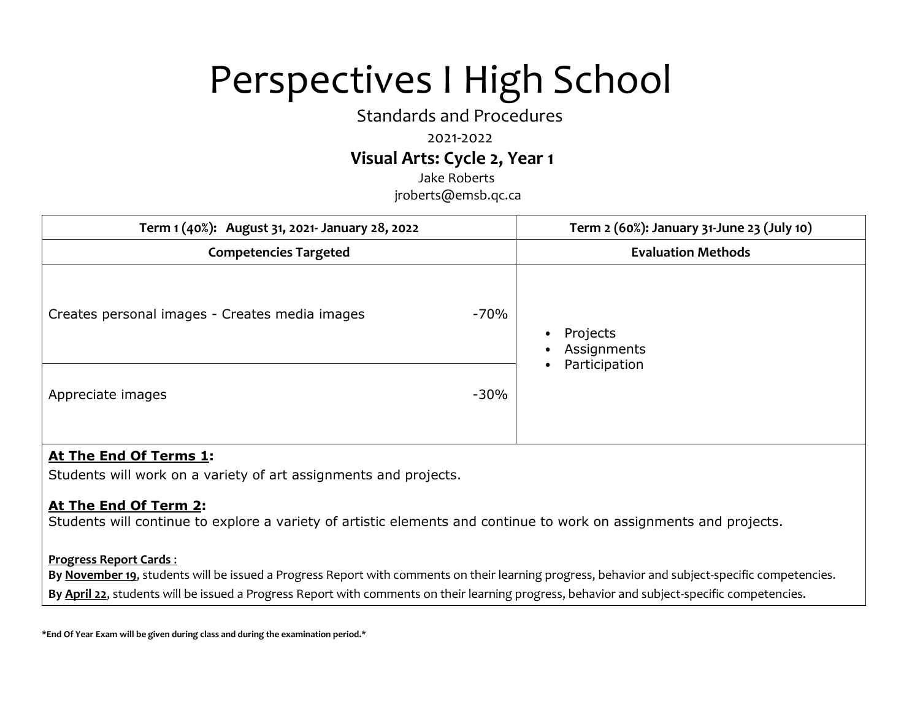# Perspectives I High School

Standards and Procedures

2021-2022

**Visual Arts: Cycle 2, Year 1**

Jake Roberts

jroberts@emsb.qc.ca

| **Term 1 (40%): August 31, 2021- January 28, 2022** | | **Term 2 (60%): January 31-June 23 (July 10)** |
|---|---|---|
| **Competencies Targeted** | | **Evaluation Methods** |
| Creates personal images - Creates media images | -70% | • Projects<br>• Assignments<br>• Participation |
| Appreciate images | -30% | |

**At The End Of Terms 1:**

Students will work on a variety of art assignments and projects.

**At The End Of Term 2:**

Students will continue to explore a variety of artistic elements and continue to work on assignments and projects.

**Progress Report Cards :**

**By November 19,** students will be issued a Progress Report with comments on their learning progress, behavior and subject-specific competencies.

**By April 22**, students will be issued a Progress Report with comments on their learning progress, behavior and subject-specific competencies.

***End Of Year Exam will be given during class and during the examination period.***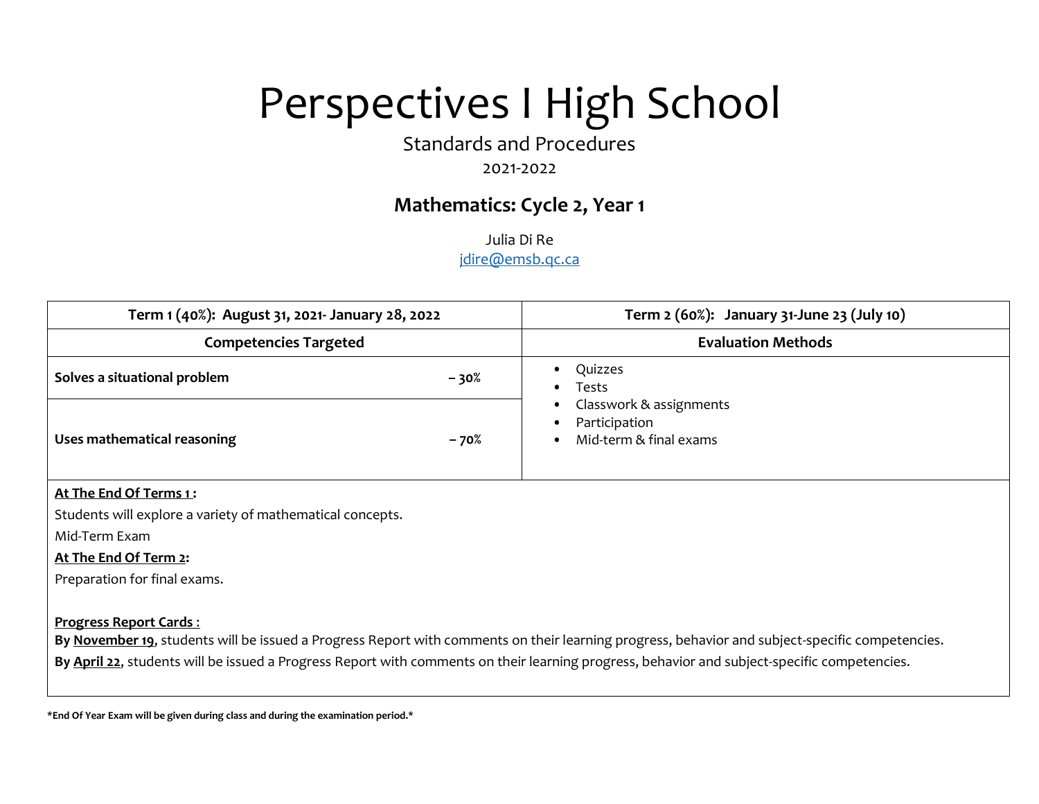# Perspectives I High School

Standards and Procedures

2021-2022

## Mathematics: Cycle 2, Year 1

Julia Di Re
jdire@emsb.qc.ca

| Term 1 (40%): August 31, 2021- January 28, 2022 | | Term 2 (60%): January 31-June 23 (July 10) |
|---|---|---|
| **Competencies Targeted** | | **Evaluation Methods** |
| **Solves a situational problem** | **– 30%** | • Quizzes<br>• Tests<br>• Classwork & assignments<br>• Participation<br>• Mid-term & final exams |
| **Uses mathematical reasoning** | **– 70%** | |

**At The End Of Terms 1 :**

Students will explore a variety of mathematical concepts.

Mid-Term Exam

**At The End Of Term 2:**

Preparation for final exams.

**Progress Report Cards :**

**By November 19**, students will be issued a Progress Report with comments on their learning progress, behavior and subject-specific competencies.

**By April 22**, students will be issued a Progress Report with comments on their learning progress, behavior and subject-specific competencies.

**\*End Of Year Exam will be given during class and during the examination period.\***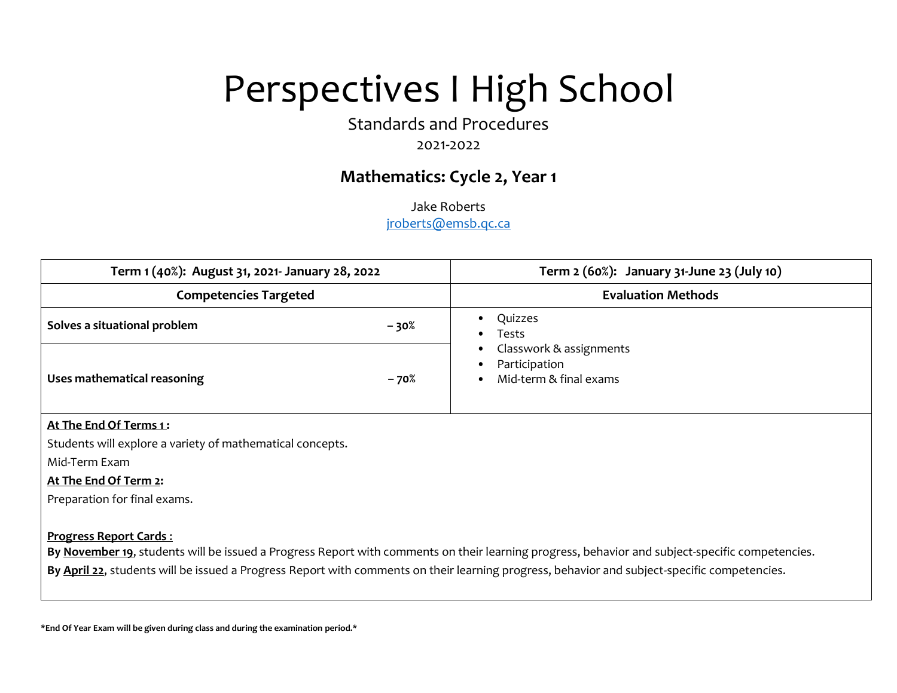# Perspectives I High School

Standards and Procedures

2021-2022

## Mathematics: Cycle 2, Year 1

Jake Roberts

jroberts@emsb.qc.ca

| Term 1 (40%): August 31, 2021- January 28, 2022 | | Term 2 (60%): January 31-June 23 (July 10) |
|---|---|---|
| **Competencies Targeted** | | **Evaluation Methods** |
| **Solves a situational problem** | **– 30%** | • Quizzes<br>• Tests<br>• Classwork & assignments<br>• Participation<br>• Mid-term & final exams |
| **Uses mathematical reasoning** | **– 70%** | |

**<u>At The End Of Terms 1</u> :**

Students will explore a variety of mathematical concepts.

Mid-Term Exam

**<u>At The End Of Term 2</u>:**

Preparation for final exams.

**<u>Progress Report Cards :</u>**

**By <u>November 19</u>**, students will be issued a Progress Report with comments on their learning progress, behavior and subject-specific competencies.

**By <u>April 22</u>**, students will be issued a Progress Report with comments on their learning progress, behavior and subject-specific competencies.

***End Of Year Exam will be given during class and during the examination period.***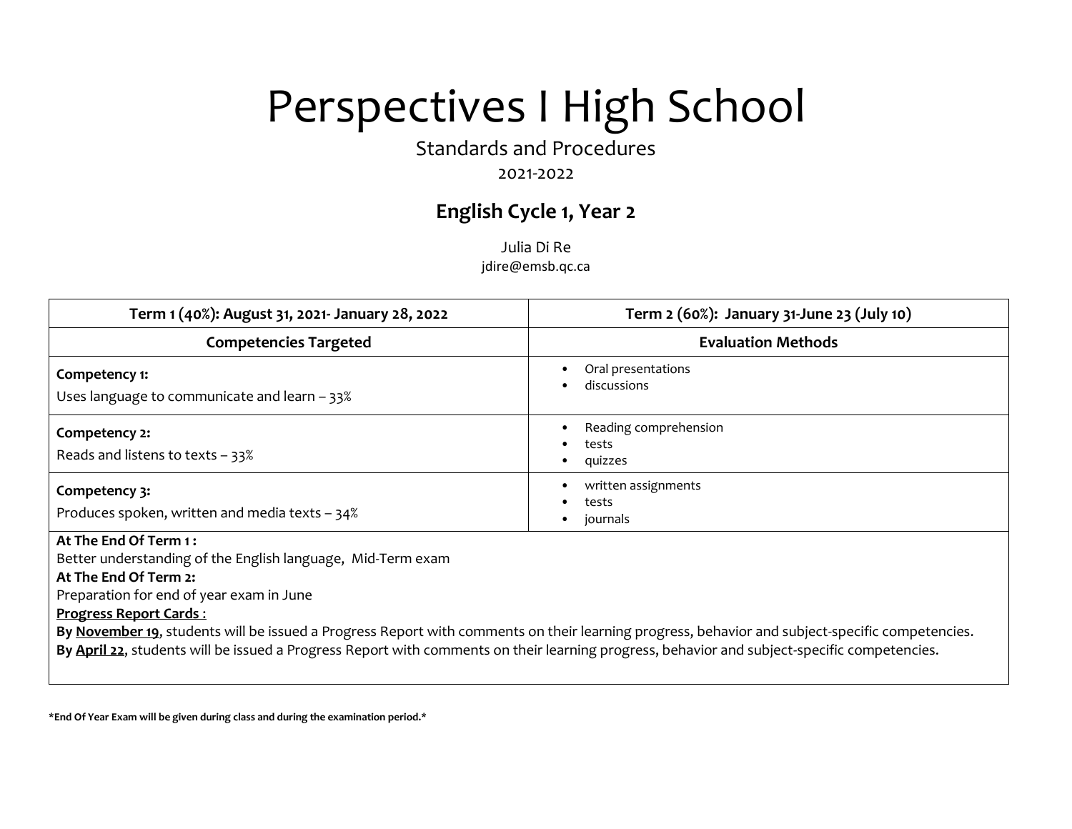# Perspectives I High School

Standards and Procedures

2021-2022

## English Cycle 1, Year 2

Julia Di Re
jdire@emsb.qc.ca

| Term 1 (40%): August 31, 2021- January 28, 2022 | Term 2 (60%): January 31-June 23 (July 10) |
|---|---|
| **Competencies Targeted** | **Evaluation Methods** |
| **Competency 1:** Uses language to communicate and learn – 33% | • Oral presentations<br>• discussions |
| **Competency 2:** Reads and listens to texts – 33% | • Reading comprehension<br>• tests<br>• quizzes |
| **Competency 3:** Produces spoken, written and media texts – 34% | • written assignments<br>• tests<br>• journals |

**At The End Of Term 1 :**
Better understanding of the English language, Mid-Term exam

**At The End Of Term 2:**
Preparation for end of year exam in June

**Progress Report Cards :**

**By November 19**, students will be issued a Progress Report with comments on their learning progress, behavior and subject-specific competencies.

**By April 22**, students will be issued a Progress Report with comments on their learning progress, behavior and subject-specific competencies.

***End Of Year Exam will be given during class and during the examination period.***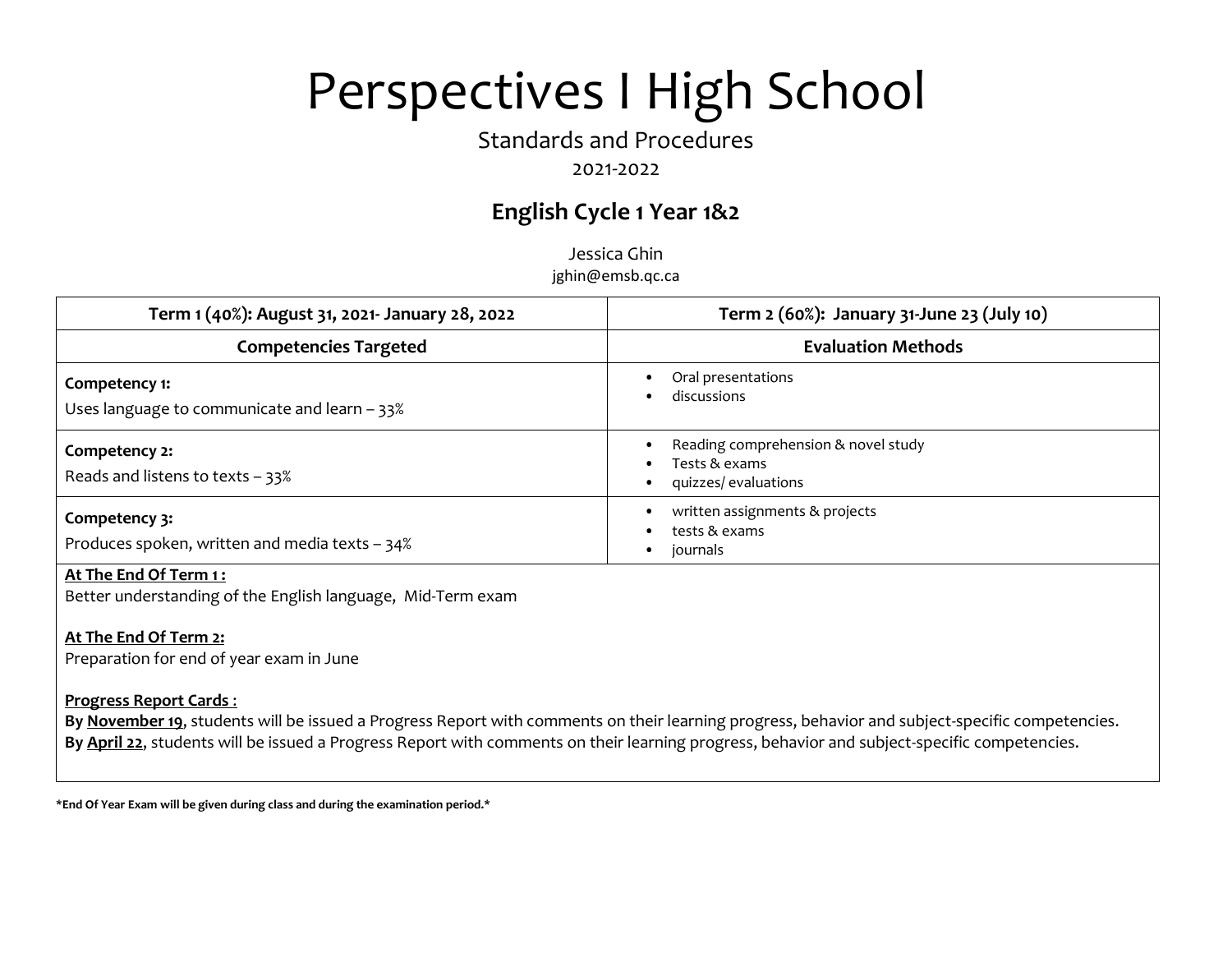# Perspectives I High School

Standards and Procedures

2021-2022

## English Cycle 1 Year 1&2

Jessica Ghin
jghin@emsb.qc.ca

| Term 1 (40%): August 31, 2021- January 28, 2022 | Term 2 (60%): January 31-June 23 (July 10) |
|---|---|
| **Competencies Targeted** | **Evaluation Methods** |
| **Competency 1:**<br>Uses language to communicate and learn – 33% | • Oral presentations<br>• discussions |
| **Competency 2:**<br>Reads and listens to texts – 33% | • Reading comprehension & novel study<br>• Tests & exams<br>• quizzes/ evaluations |
| **Competency 3:**<br>Produces spoken, written and media texts – 34% | • written assignments & projects<br>• tests & exams<br>• journals |

**At The End Of Term 1 :**
Better understanding of the English language, Mid-Term exam

**At The End Of Term 2:**
Preparation for end of year exam in June

**Progress Report Cards :**
**By November 19**, students will be issued a Progress Report with comments on their learning progress, behavior and subject-specific competencies.
**By April 22**, students will be issued a Progress Report with comments on their learning progress, behavior and subject-specific competencies.

***End Of Year Exam will be given during class and during the examination period.***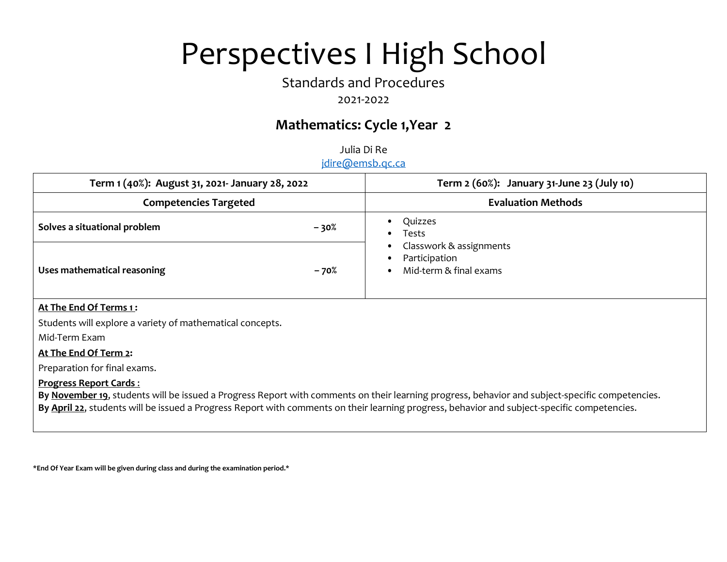# Perspectives I High School

Standards and Procedures

2021-2022

## Mathematics: Cycle 1,Year 2

Julia Di Re

jdire@emsb.qc.ca

| Term 1 (40%): August 31, 2021- January 28, 2022 | | Term 2 (60%): January 31-June 23 (July 10) |
|---|---|---|
| **Competencies Targeted** | | **Evaluation Methods** |
| **Solves a situational problem** | **– 30%** | • Quizzes<br>• Tests<br>• Classwork & assignments<br>• Participation<br>• Mid-term & final exams |
| **Uses mathematical reasoning** | **– 70%** | |

**At The End Of Terms 1 :**

Students will explore a variety of mathematical concepts.

Mid-Term Exam

**At The End Of Term 2:**

Preparation for final exams.

**Progress Report Cards :**

**By November 19**, students will be issued a Progress Report with comments on their learning progress, behavior and subject-specific competencies.

**By April 22**, students will be issued a Progress Report with comments on their learning progress, behavior and subject-specific competencies.

***End Of Year Exam will be given during class and during the examination period.***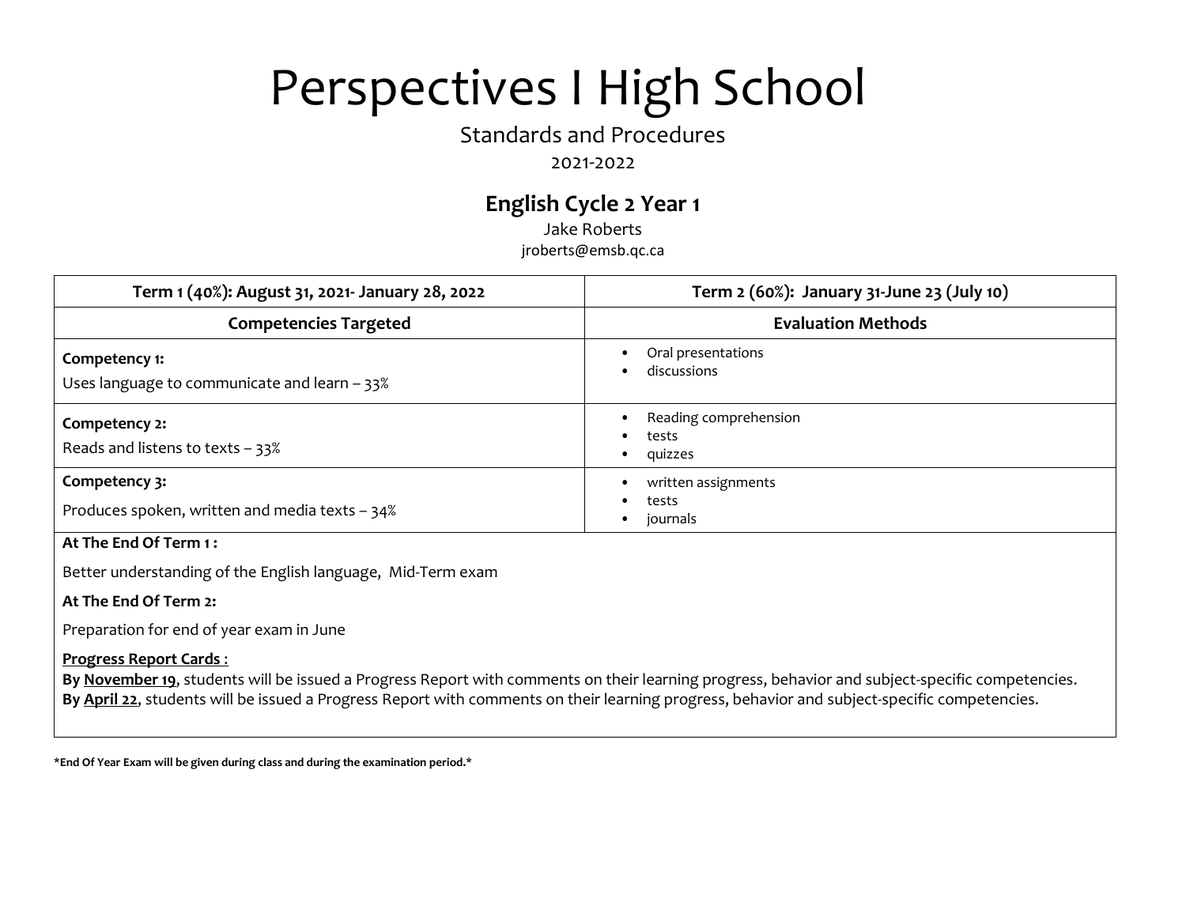# Perspectives I High School

Standards and Procedures

2021-2022

## English Cycle 2 Year 1

Jake Roberts

jroberts@emsb.qc.ca

| Term 1 (40%): August 31, 2021- January 28, 2022 | Term 2 (60%): January 31-June 23 (July 10) |
|---|---|
| **Competencies Targeted** | **Evaluation Methods** |
| **Competency 1:**<br>Uses language to communicate and learn – 33% | • Oral presentations<br>• discussions |
| **Competency 2:**<br>Reads and listens to texts – 33% | • Reading comprehension<br>• tests<br>• quizzes |
| **Competency 3:**<br>Produces spoken, written and media texts – 34% | • written assignments<br>• tests<br>• journals |

**At The End Of Term 1 :**

Better understanding of the English language, Mid-Term exam

**At The End Of Term 2:**

Preparation for end of year exam in June

**Progress Report Cards :**

**By November 19,** students will be issued a Progress Report with comments on their learning progress, behavior and subject-specific competencies.
**By April 22**, students will be issued a Progress Report with comments on their learning progress, behavior and subject-specific competencies.

***End Of Year Exam will be given during class and during the examination period.***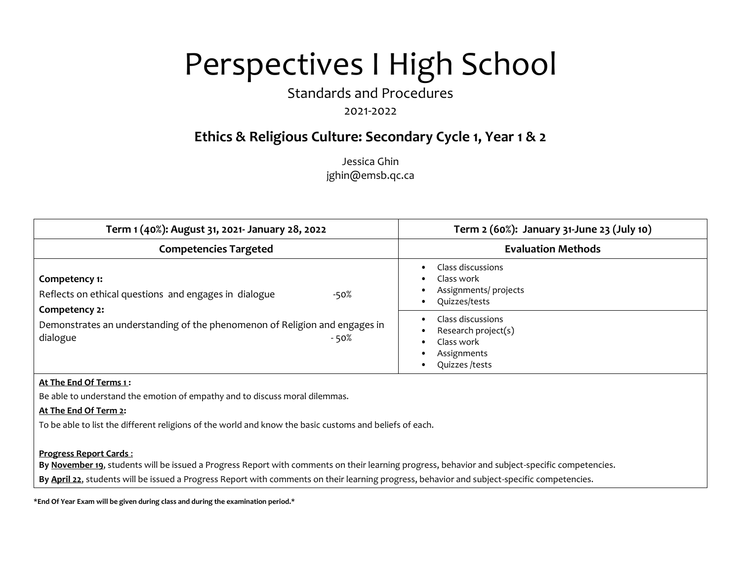# Perspectives I High School

Standards and Procedures

2021-2022

## Ethics & Religious Culture: Secondary Cycle 1, Year 1 & 2

Jessica Ghin
jghin@emsb.qc.ca

| Term 1 (40%): August 31, 2021- January 28, 2022 | Term 2 (60%): January 31-June 23 (July 10) |
|---|---|
| **Competencies Targeted** | **Evaluation Methods** |
| **Competency 1:** Reflects on ethical questions and engages in dialogue -50% | • Class discussions<br>• Class work<br>• Assignments/ projects<br>• Quizzes/tests |
| **Competency 2:** Demonstrates an understanding of the phenomenon of Religion and engages in dialogue - 50% | • Class discussions<br>• Research project(s)<br>• Class work<br>• Assignments<br>• Quizzes /tests |

**At The End Of Terms 1 :**

Be able to understand the emotion of empathy and to discuss moral dilemmas.

**At The End Of Term 2:**

To be able to list the different religions of the world and know the basic customs and beliefs of each.

**Progress Report Cards :**

**By November 19**, students will be issued a Progress Report with comments on their learning progress, behavior and subject-specific competencies.

**By April 22**, students will be issued a Progress Report with comments on their learning progress, behavior and subject-specific competencies.

***End Of Year Exam will be given during class and during the examination period.***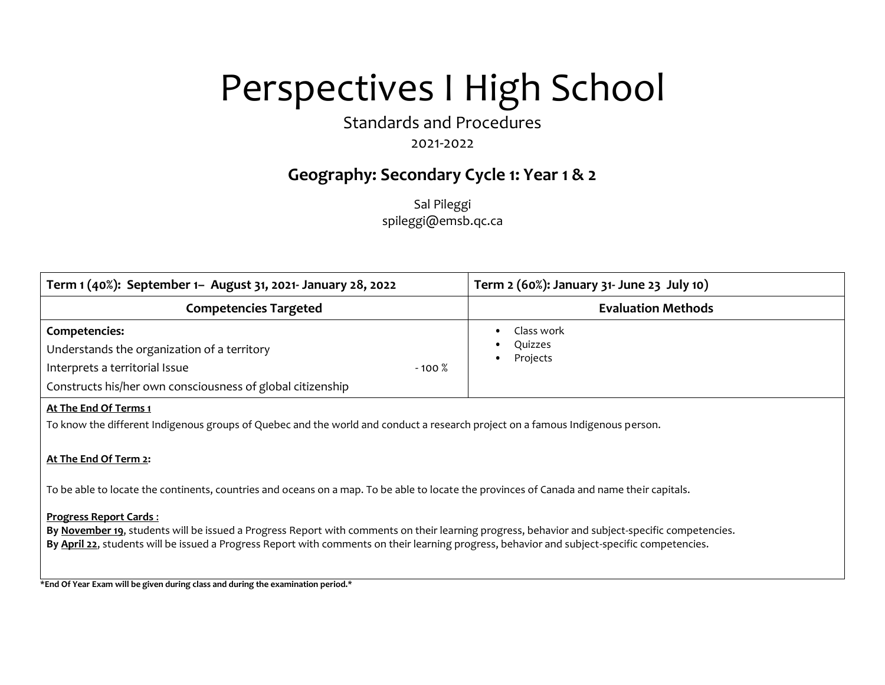# Perspectives I High School

Standards and Procedures

2021-2022

## Geography: Secondary Cycle 1: Year 1 & 2

Sal Pileggi
spileggi@emsb.qc.ca

| Term 1 (40%): September 1– August 31, 2021- January 28, 2022 | Term 2 (60%): January 31- June 23 July 10) |
|---|---|
| **Competencies Targeted** | **Evaluation Methods** |
| **Competencies:**<br>Understands the organization of a territory<br>Interprets a territorial Issue - 100 %<br>Constructs his/her own consciousness of global citizenship | • Class work<br>• Quizzes<br>• Projects |

**At The End Of Terms 1**

To know the different Indigenous groups of Quebec and the world and conduct a research project on a famous Indigenous person.

**At The End Of Term 2:**

To be able to locate the continents, countries and oceans on a map. To be able to locate the provinces of Canada and name their capitals.

**Progress Report Cards :**

**By November 19**, students will be issued a Progress Report with comments on their learning progress, behavior and subject-specific competencies.

**By April 22**, students will be issued a Progress Report with comments on their learning progress, behavior and subject-specific competencies.

***End Of Year Exam will be given during class and during the examination period.***